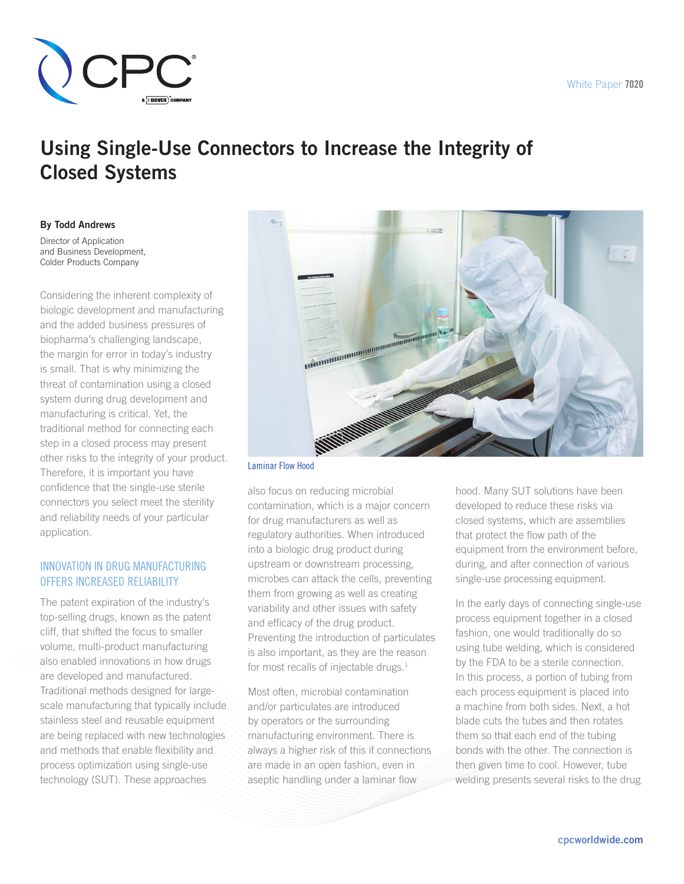White Paper **7020**

# Using Single-Use Connectors to Increase the Integrity of Closed Systems

**By Todd Andrews**

Director of Application and Business Development, Colder Products Company

Considering the inherent complexity of biologic development and manufacturing and the added business pressures of biopharma's challenging landscape, the margin for error in today's industry is small. That is why minimizing the threat of contamination using a closed system during drug development and manufacturing is critical. Yet, the traditional method for connecting each step in a closed process may present other risks to the integrity of your product. Therefore, it is important you have confidence that the single-use sterile connectors you select meet the sterility and reliability needs of your particular application.

## INNOVATION IN DRUG MANUFACTURING OFFERS INCREASED RELIABILITY

The patent expiration of the industry's top-selling drugs, known as the patent cliff, that shifted the focus to smaller volume, multi-product manufacturing also enabled innovations in how drugs are developed and manufactured. Traditional methods designed for large-scale manufacturing that typically include stainless steel and reusable equipment are being replaced with new technologies and methods that enable flexibility and process optimization using single-use technology (SUT). These approaches also focus on reducing microbial contamination, which is a major concern for drug manufacturers as well as regulatory authorities. When introduced into a biologic drug product during upstream or downstream processing, microbes can attack the cells, preventing them from growing as well as creating variability and other issues with safety and efficacy of the drug product. Preventing the introduction of particulates is also important, as they are the reason for most recalls of injectable drugs.[1]

Laminar Flow Hood

Most often, microbial contamination and/or particulates are introduced by operators or the surrounding manufacturing environment. There is always a higher risk of this if connections are made in an open fashion, even in aseptic handling under a laminar flow hood. Many SUT solutions have been developed to reduce these risks via closed systems, which are assemblies that protect the flow path of the equipment from the environment before, during, and after connection of various single-use processing equipment.

In the early days of connecting single-use process equipment together in a closed fashion, one would traditionally do so using tube welding, which is considered by the FDA to be a sterile connection. In this process, a portion of tubing from each process equipment is placed into a machine from both sides. Next, a hot blade cuts the tubes and then rotates them so that each end of the tubing bonds with the other. The connection is then given time to cool. However, tube welding presents several risks to the drug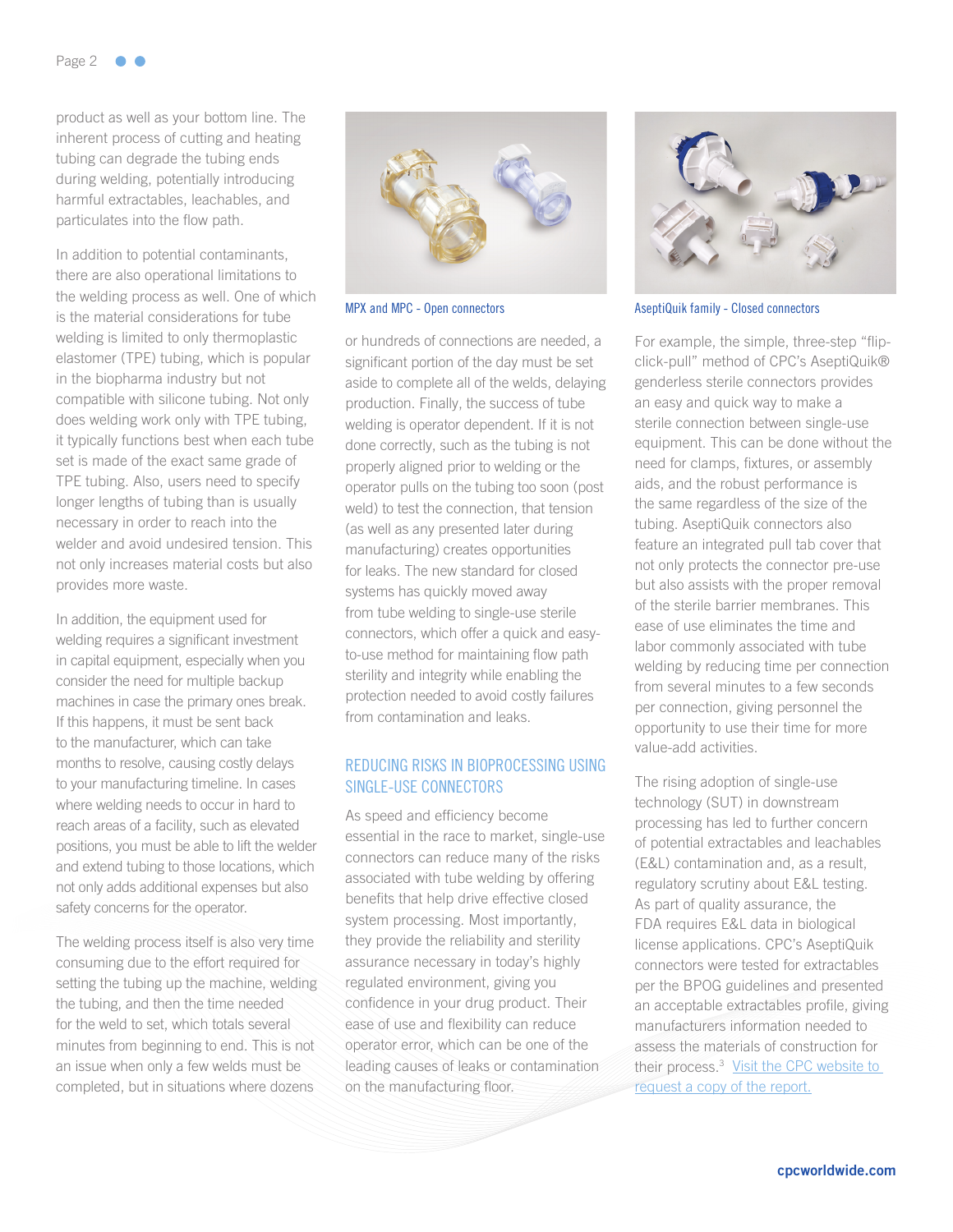product as well as your bottom line. The inherent process of cutting and heating tubing can degrade the tubing ends during welding, potentially introducing harmful extractables, leachables, and particulates into the flow path.

In addition to potential contaminants, there are also operational limitations to the welding process as well. One of which is the material considerations for tube welding is limited to only thermoplastic elastomer (TPE) tubing, which is popular in the biopharma industry but not compatible with silicone tubing. Not only does welding work only with TPE tubing, it typically functions best when each tube set is made of the exact same grade of TPE tubing. Also, users need to specify longer lengths of tubing than is usually necessary in order to reach into the welder and avoid undesired tension. This not only increases material costs but also provides more waste.

In addition, the equipment used for welding requires a significant investment in capital equipment, especially when you consider the need for multiple backup machines in case the primary ones break. If this happens, it must be sent back to the manufacturer, which can take months to resolve, causing costly delays to your manufacturing timeline. In cases where welding needs to occur in hard to reach areas of a facility, such as elevated positions, you must be able to lift the welder and extend tubing to those locations, which not only adds additional expenses but also safety concerns for the operator.

The welding process itself is also very time consuming due to the effort required for setting the tubing up the machine, welding the tubing, and then the time needed for the weld to set, which totals several minutes from beginning to end. This is not an issue when only a few welds must be completed, but in situations where dozens or hundreds of connections are needed, a significant portion of the day must be set aside to complete all of the welds, delaying production. Finally, the success of tube welding is operator dependent. If it is not done correctly, such as the tubing is not properly aligned prior to welding or the operator pulls on the tubing too soon (post weld) to test the connection, that tension (as well as any presented later during manufacturing) creates opportunities for leaks. The new standard for closed systems has quickly moved away from tube welding to single-use sterile connectors, which offer a quick and easy-to-use method for maintaining flow path sterility and integrity while enabling the protection needed to avoid costly failures from contamination and leaks.

MPX and MPC - Open connectors

## REDUCING RISKS IN BIOPROCESSING USING SINGLE-USE CONNECTORS

As speed and efficiency become essential in the race to market, single-use connectors can reduce many of the risks associated with tube welding by offering benefits that help drive effective closed system processing. Most importantly, they provide the reliability and sterility assurance necessary in today's highly regulated environment, giving you confidence in your drug product. Their ease of use and flexibility can reduce operator error, which can be one of the leading causes of leaks or contamination on the manufacturing floor.

AseptiQuik family - Closed connectors

For example, the simple, three-step "flip-click-pull" method of CPC's AseptiQuik® genderless sterile connectors provides an easy and quick way to make a sterile connection between single-use equipment. This can be done without the need for clamps, fixtures, or assembly aids, and the robust performance is the same regardless of the size of the tubing. AseptiQuik connectors also feature an integrated pull tab cover that not only protects the connector pre-use but also assists with the proper removal of the sterile barrier membranes. This ease of use eliminates the time and labor commonly associated with tube welding by reducing time per connection from several minutes to a few seconds per connection, giving personnel the opportunity to use their time for more value-add activities.

The rising adoption of single-use technology (SUT) in downstream processing has led to further concern of potential extractables and leachables (E&L) contamination and, as a result, regulatory scrutiny about E&L testing. As part of quality assurance, the FDA requires E&L data in biological license applications. CPC's AseptiQuik connectors were tested for extractables per the BPOG guidelines and presented an acceptable extractables profile, giving manufacturers information needed to assess the materials of construction for their process.[3] Visit the CPC website to request a copy of the report.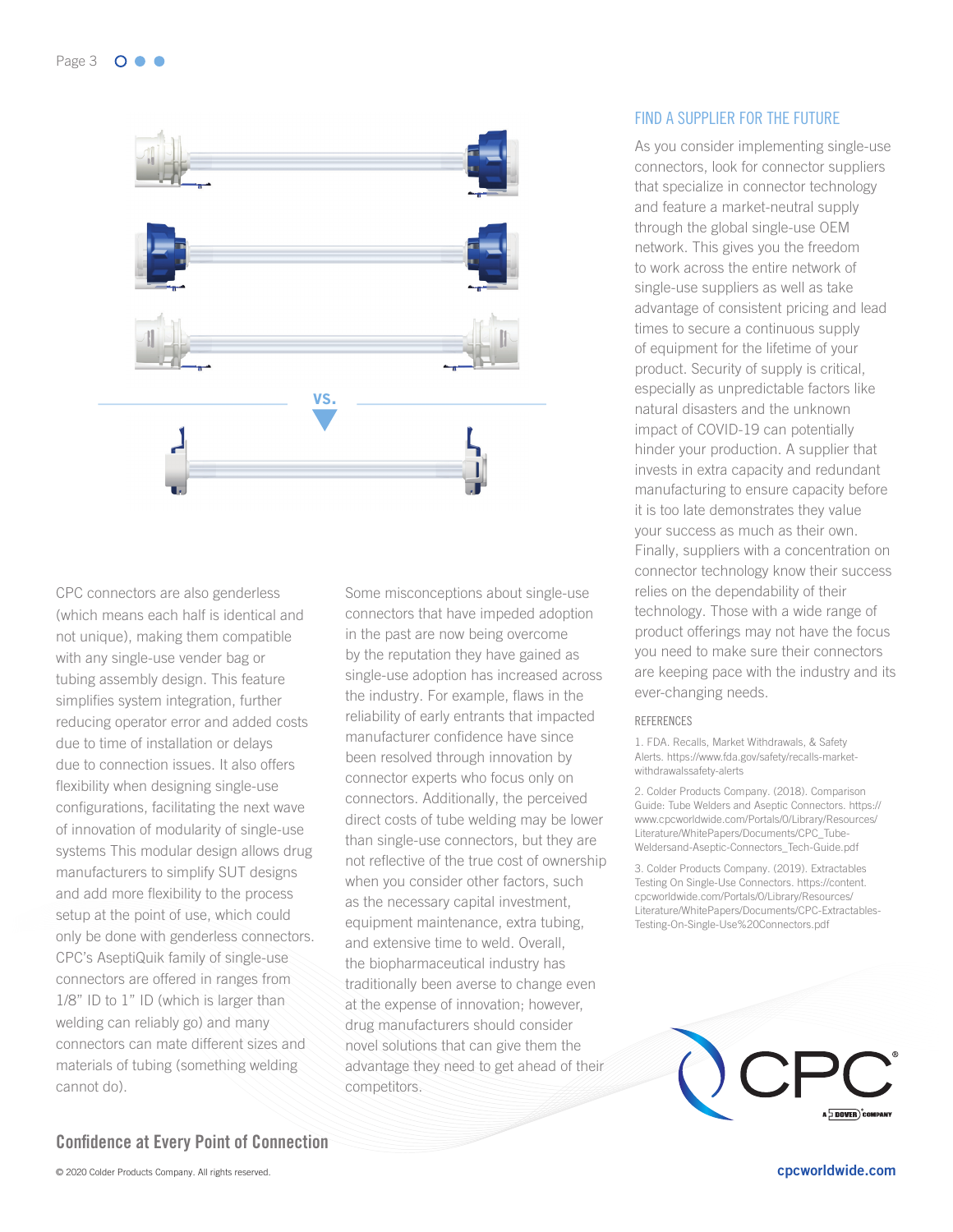VS.

CPC connectors are also genderless (which means each half is identical and not unique), making them compatible with any single-use vender bag or tubing assembly design. This feature simplifies system integration, further reducing operator error and added costs due to time of installation or delays due to connection issues. It also offers flexibility when designing single-use configurations, facilitating the next wave of innovation of modularity of single-use systems This modular design allows drug manufacturers to simplify SUT designs and add more flexibility to the process setup at the point of use, which could only be done with genderless connectors. CPC's AseptiQuik family of single-use connectors are offered in ranges from 1/8" ID to 1" ID (which is larger than welding can reliably go) and many connectors can mate different sizes and materials of tubing (something welding cannot do).

Some misconceptions about single-use connectors that have impeded adoption in the past are now being overcome by the reputation they have gained as single-use adoption has increased across the industry. For example, flaws in the reliability of early entrants that impacted manufacturer confidence have since been resolved through innovation by connector experts who focus only on connectors. Additionally, the perceived direct costs of tube welding may be lower than single-use connectors, but they are not reflective of the true cost of ownership when you consider other factors, such as the necessary capital investment, equipment maintenance, extra tubing, and extensive time to weld. Overall, the biopharmaceutical industry has traditionally been averse to change even at the expense of innovation; however, drug manufacturers should consider novel solutions that can give them the advantage they need to get ahead of their competitors.

## FIND A SUPPLIER FOR THE FUTURE

As you consider implementing single-use connectors, look for connector suppliers that specialize in connector technology and feature a market-neutral supply through the global single-use OEM network. This gives you the freedom to work across the entire network of single-use suppliers as well as take advantage of consistent pricing and lead times to secure a continuous supply of equipment for the lifetime of your product. Security of supply is critical, especially as unpredictable factors like natural disasters and the unknown impact of COVID-19 can potentially hinder your production. A supplier that invests in extra capacity and redundant manufacturing to ensure capacity before it is too late demonstrates they value your success as much as their own. Finally, suppliers with a concentration on connector technology know their success relies on the dependability of their technology. Those with a wide range of product offerings may not have the focus you need to make sure their connectors are keeping pace with the industry and its ever-changing needs.

### REFERENCES

1. FDA. Recalls, Market Withdrawals, & Safety Alerts. https://www.fda.gov/safety/recalls-market-withdrawalssafety-alerts

2. Colder Products Company. (2018). Comparison Guide: Tube Welders and Aseptic Connectors. https://www.cpcworldwide.com/Portals/0/Library/Resources/Literature/WhitePapers/Documents/CPC_Tube-Weldersand-Aseptic-Connectors_Tech-Guide.pdf

3. Colder Products Company. (2019). Extractables Testing On Single-Use Connectors. https://content.cpcworldwide.com/Portals/0/Library/Resources/Literature/WhitePapers/Documents/CPC-Extractables-Testing-On-Single-Use%20Connectors.pdf

CPC® A DOVER COMPANY

**Confidence at Every Point of Connection**

© 2020 Colder Products Company. All rights reserved.

cpcworldwide.com